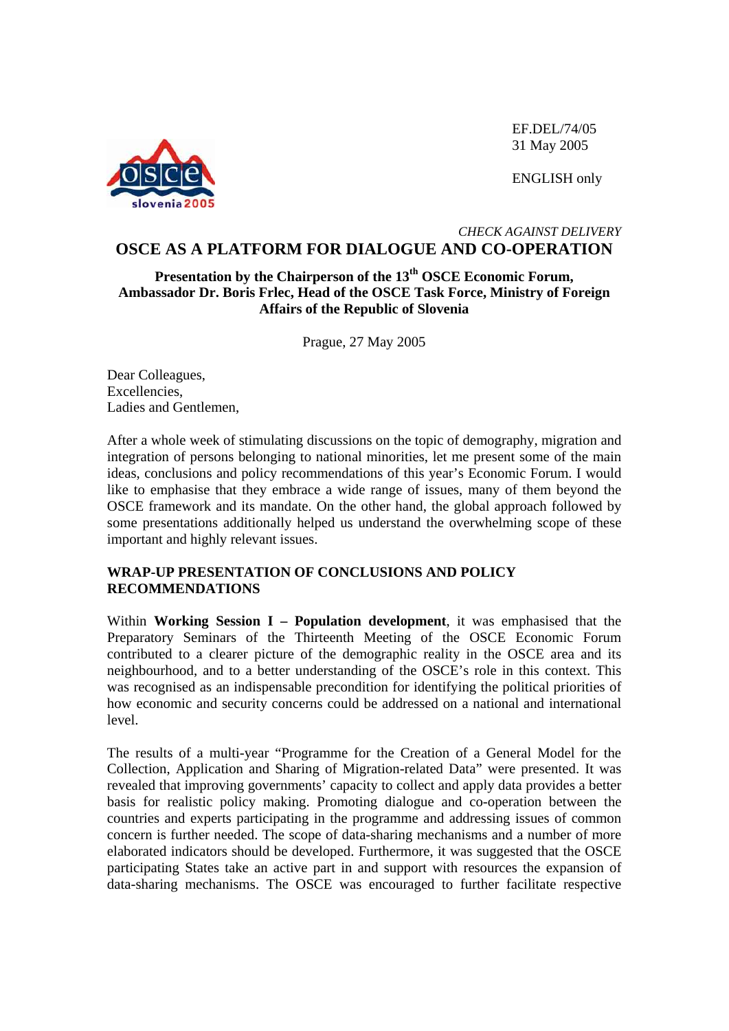EF.DEL/74/05
31 May 2005

ENGLISH only

*CHECK AGAINST DELIVERY*

# OSCE AS A PLATFORM FOR DIALOGUE AND CO-OPERATION

**Presentation by the Chairperson of the 13th OSCE Economic Forum, Ambassador Dr. Boris Frlec, Head of the OSCE Task Force, Ministry of Foreign Affairs of the Republic of Slovenia**

Prague, 27 May 2005

Dear Colleagues,
Excellencies,
Ladies and Gentlemen,

After a whole week of stimulating discussions on the topic of demography, migration and integration of persons belonging to national minorities, let me present some of the main ideas, conclusions and policy recommendations of this year's Economic Forum. I would like to emphasise that they embrace a wide range of issues, many of them beyond the OSCE framework and its mandate. On the other hand, the global approach followed by some presentations additionally helped us understand the overwhelming scope of these important and highly relevant issues.

## WRAP-UP PRESENTATION OF CONCLUSIONS AND POLICY RECOMMENDATIONS

Within **Working Session I – Population development**, it was emphasised that the Preparatory Seminars of the Thirteenth Meeting of the OSCE Economic Forum contributed to a clearer picture of the demographic reality in the OSCE area and its neighbourhood, and to a better understanding of the OSCE's role in this context. This was recognised as an indispensable precondition for identifying the political priorities of how economic and security concerns could be addressed on a national and international level.

The results of a multi-year "Programme for the Creation of a General Model for the Collection, Application and Sharing of Migration-related Data" were presented. It was revealed that improving governments' capacity to collect and apply data provides a better basis for realistic policy making. Promoting dialogue and co-operation between the countries and experts participating in the programme and addressing issues of common concern is further needed. The scope of data-sharing mechanisms and a number of more elaborated indicators should be developed. Furthermore, it was suggested that the OSCE participating States take an active part in and support with resources the expansion of data-sharing mechanisms. The OSCE was encouraged to further facilitate respective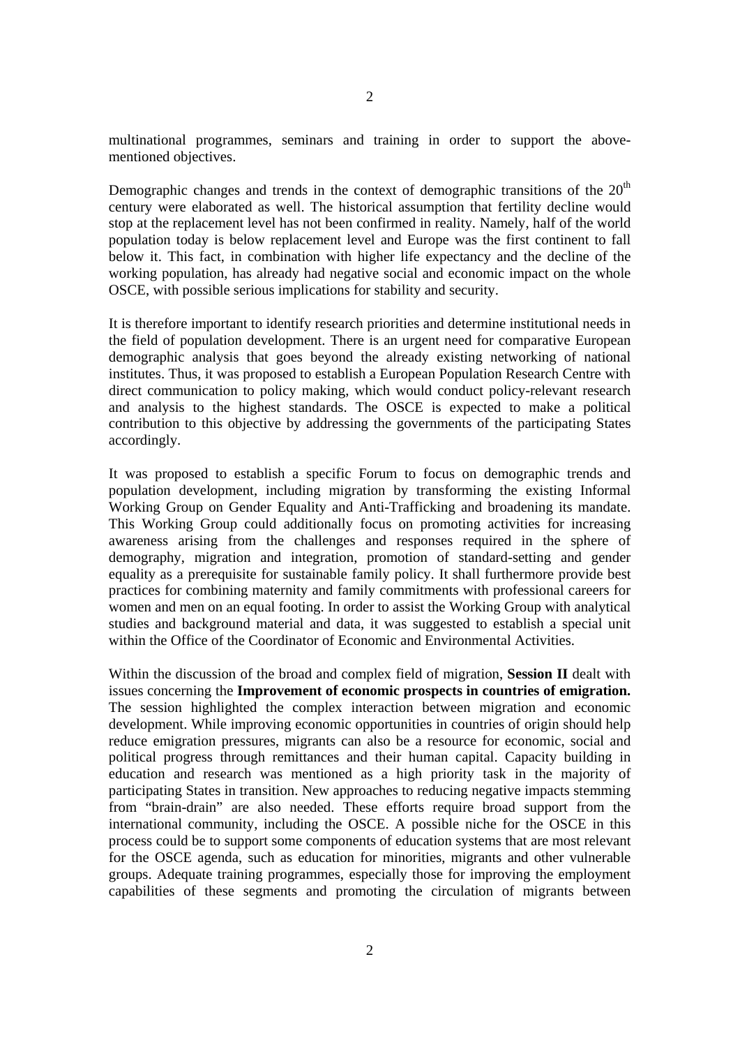multinational programmes, seminars and training in order to support the above-mentioned objectives.

Demographic changes and trends in the context of demographic transitions of the $20^{th}$ century were elaborated as well. The historical assumption that fertility decline would stop at the replacement level has not been confirmed in reality. Namely, half of the world population today is below replacement level and Europe was the first continent to fall below it. This fact, in combination with higher life expectancy and the decline of the working population, has already had negative social and economic impact on the whole OSCE, with possible serious implications for stability and security.

It is therefore important to identify research priorities and determine institutional needs in the field of population development. There is an urgent need for comparative European demographic analysis that goes beyond the already existing networking of national institutes. Thus, it was proposed to establish a European Population Research Centre with direct communication to policy making, which would conduct policy-relevant research and analysis to the highest standards. The OSCE is expected to make a political contribution to this objective by addressing the governments of the participating States accordingly.

It was proposed to establish a specific Forum to focus on demographic trends and population development, including migration by transforming the existing Informal Working Group on Gender Equality and Anti-Trafficking and broadening its mandate. This Working Group could additionally focus on promoting activities for increasing awareness arising from the challenges and responses required in the sphere of demography, migration and integration, promotion of standard-setting and gender equality as a prerequisite for sustainable family policy. It shall furthermore provide best practices for combining maternity and family commitments with professional careers for women and men on an equal footing. In order to assist the Working Group with analytical studies and background material and data, it was suggested to establish a special unit within the Office of the Coordinator of Economic and Environmental Activities.

Within the discussion of the broad and complex field of migration, **Session II** dealt with issues concerning the **Improvement of economic prospects in countries of emigration.** The session highlighted the complex interaction between migration and economic development. While improving economic opportunities in countries of origin should help reduce emigration pressures, migrants can also be a resource for economic, social and political progress through remittances and their human capital. Capacity building in education and research was mentioned as a high priority task in the majority of participating States in transition. New approaches to reducing negative impacts stemming from "brain-drain" are also needed. These efforts require broad support from the international community, including the OSCE. A possible niche for the OSCE in this process could be to support some components of education systems that are most relevant for the OSCE agenda, such as education for minorities, migrants and other vulnerable groups. Adequate training programmes, especially those for improving the employment capabilities of these segments and promoting the circulation of migrants between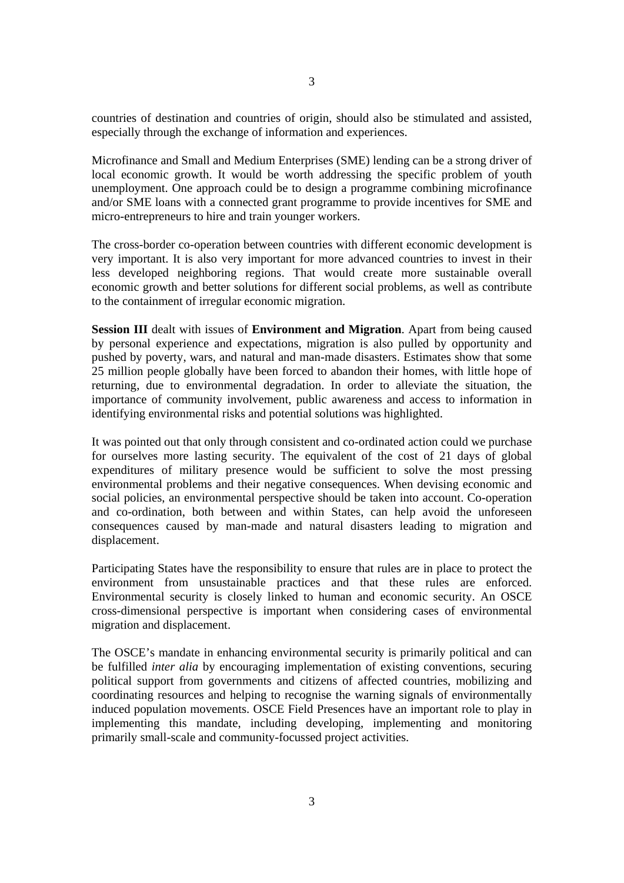countries of destination and countries of origin, should also be stimulated and assisted, especially through the exchange of information and experiences.

Microfinance and Small and Medium Enterprises (SME) lending can be a strong driver of local economic growth. It would be worth addressing the specific problem of youth unemployment. One approach could be to design a programme combining microfinance and/or SME loans with a connected grant programme to provide incentives for SME and micro-entrepreneurs to hire and train younger workers.

The cross-border co-operation between countries with different economic development is very important. It is also very important for more advanced countries to invest in their less developed neighboring regions. That would create more sustainable overall economic growth and better solutions for different social problems, as well as contribute to the containment of irregular economic migration.

**Session III** dealt with issues of **Environment and Migration**. Apart from being caused by personal experience and expectations, migration is also pulled by opportunity and pushed by poverty, wars, and natural and man-made disasters. Estimates show that some 25 million people globally have been forced to abandon their homes, with little hope of returning, due to environmental degradation. In order to alleviate the situation, the importance of community involvement, public awareness and access to information in identifying environmental risks and potential solutions was highlighted.

It was pointed out that only through consistent and co-ordinated action could we purchase for ourselves more lasting security. The equivalent of the cost of 21 days of global expenditures of military presence would be sufficient to solve the most pressing environmental problems and their negative consequences. When devising economic and social policies, an environmental perspective should be taken into account. Co-operation and co-ordination, both between and within States, can help avoid the unforeseen consequences caused by man-made and natural disasters leading to migration and displacement.

Participating States have the responsibility to ensure that rules are in place to protect the environment from unsustainable practices and that these rules are enforced. Environmental security is closely linked to human and economic security. An OSCE cross-dimensional perspective is important when considering cases of environmental migration and displacement.

The OSCE's mandate in enhancing environmental security is primarily political and can be fulfilled *inter alia* by encouraging implementation of existing conventions, securing political support from governments and citizens of affected countries, mobilizing and coordinating resources and helping to recognise the warning signals of environmentally induced population movements. OSCE Field Presences have an important role to play in implementing this mandate, including developing, implementing and monitoring primarily small-scale and community-focussed project activities.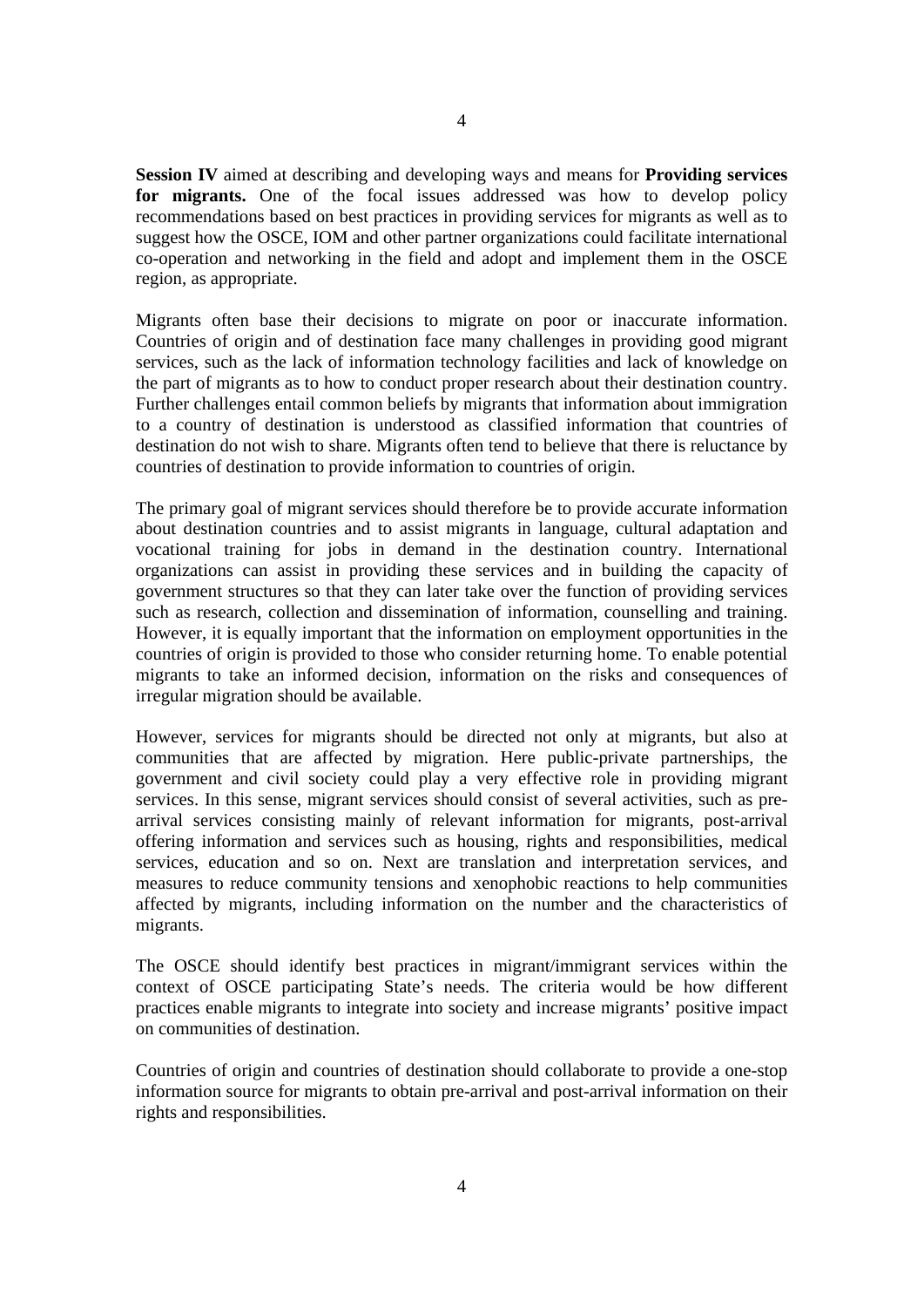**Session IV** aimed at describing and developing ways and means for **Providing services for migrants.** One of the focal issues addressed was how to develop policy recommendations based on best practices in providing services for migrants as well as to suggest how the OSCE, IOM and other partner organizations could facilitate international co-operation and networking in the field and adopt and implement them in the OSCE region, as appropriate.

Migrants often base their decisions to migrate on poor or inaccurate information. Countries of origin and of destination face many challenges in providing good migrant services, such as the lack of information technology facilities and lack of knowledge on the part of migrants as to how to conduct proper research about their destination country. Further challenges entail common beliefs by migrants that information about immigration to a country of destination is understood as classified information that countries of destination do not wish to share. Migrants often tend to believe that there is reluctance by countries of destination to provide information to countries of origin.

The primary goal of migrant services should therefore be to provide accurate information about destination countries and to assist migrants in language, cultural adaptation and vocational training for jobs in demand in the destination country. International organizations can assist in providing these services and in building the capacity of government structures so that they can later take over the function of providing services such as research, collection and dissemination of information, counselling and training. However, it is equally important that the information on employment opportunities in the countries of origin is provided to those who consider returning home. To enable potential migrants to take an informed decision, information on the risks and consequences of irregular migration should be available.

However, services for migrants should be directed not only at migrants, but also at communities that are affected by migration. Here public-private partnerships, the government and civil society could play a very effective role in providing migrant services. In this sense, migrant services should consist of several activities, such as pre-arrival services consisting mainly of relevant information for migrants, post-arrival offering information and services such as housing, rights and responsibilities, medical services, education and so on. Next are translation and interpretation services, and measures to reduce community tensions and xenophobic reactions to help communities affected by migrants, including information on the number and the characteristics of migrants.

The OSCE should identify best practices in migrant/immigrant services within the context of OSCE participating State's needs. The criteria would be how different practices enable migrants to integrate into society and increase migrants' positive impact on communities of destination.

Countries of origin and countries of destination should collaborate to provide a one-stop information source for migrants to obtain pre-arrival and post-arrival information on their rights and responsibilities.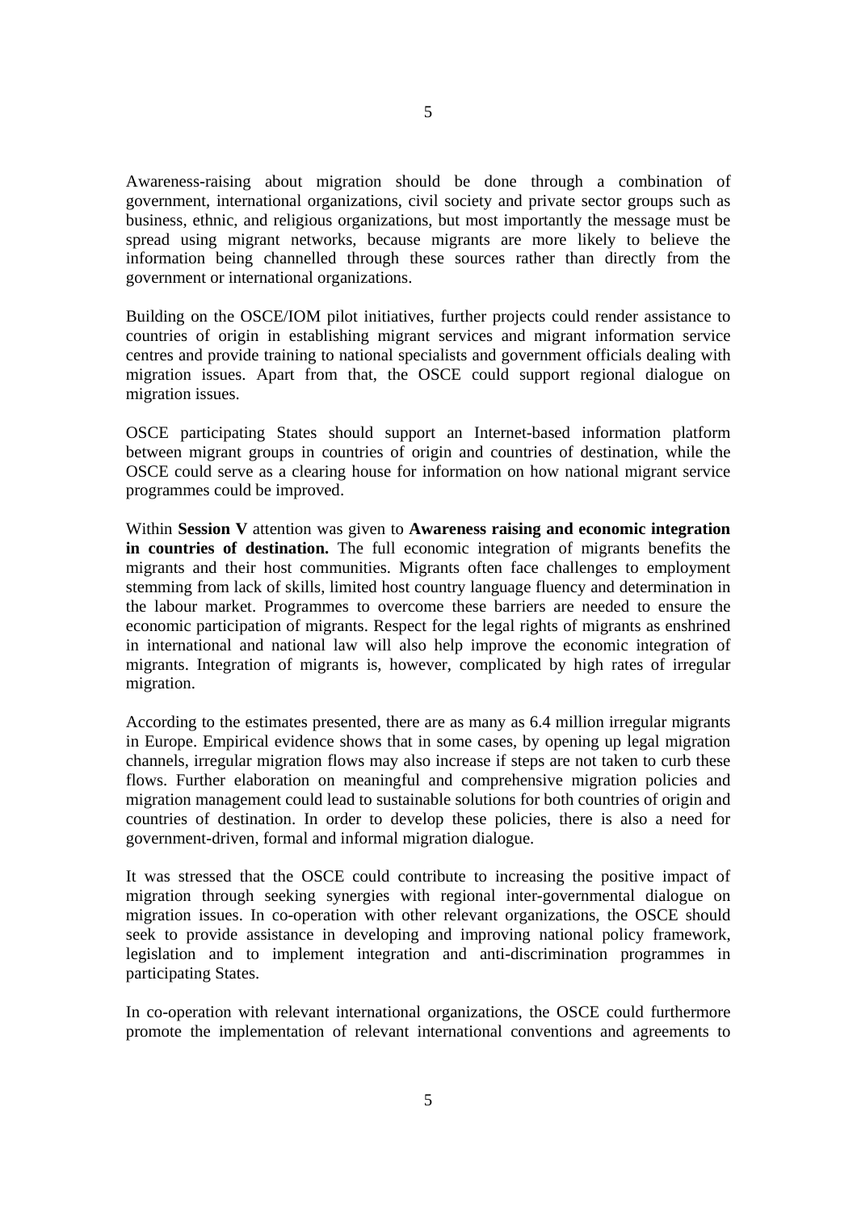Awareness-raising about migration should be done through a combination of government, international organizations, civil society and private sector groups such as business, ethnic, and religious organizations, but most importantly the message must be spread using migrant networks, because migrants are more likely to believe the information being channelled through these sources rather than directly from the government or international organizations.

Building on the OSCE/IOM pilot initiatives, further projects could render assistance to countries of origin in establishing migrant services and migrant information service centres and provide training to national specialists and government officials dealing with migration issues. Apart from that, the OSCE could support regional dialogue on migration issues.

OSCE participating States should support an Internet-based information platform between migrant groups in countries of origin and countries of destination, while the OSCE could serve as a clearing house for information on how national migrant service programmes could be improved.

Within **Session V** attention was given to **Awareness raising and economic integration in countries of destination.** The full economic integration of migrants benefits the migrants and their host communities. Migrants often face challenges to employment stemming from lack of skills, limited host country language fluency and determination in the labour market. Programmes to overcome these barriers are needed to ensure the economic participation of migrants. Respect for the legal rights of migrants as enshrined in international and national law will also help improve the economic integration of migrants. Integration of migrants is, however, complicated by high rates of irregular migration.

According to the estimates presented, there are as many as 6.4 million irregular migrants in Europe. Empirical evidence shows that in some cases, by opening up legal migration channels, irregular migration flows may also increase if steps are not taken to curb these flows. Further elaboration on meaningful and comprehensive migration policies and migration management could lead to sustainable solutions for both countries of origin and countries of destination. In order to develop these policies, there is also a need for government-driven, formal and informal migration dialogue.

It was stressed that the OSCE could contribute to increasing the positive impact of migration through seeking synergies with regional inter-governmental dialogue on migration issues. In co-operation with other relevant organizations, the OSCE should seek to provide assistance in developing and improving national policy framework, legislation and to implement integration and anti-discrimination programmes in participating States.

In co-operation with relevant international organizations, the OSCE could furthermore promote the implementation of relevant international conventions and agreements to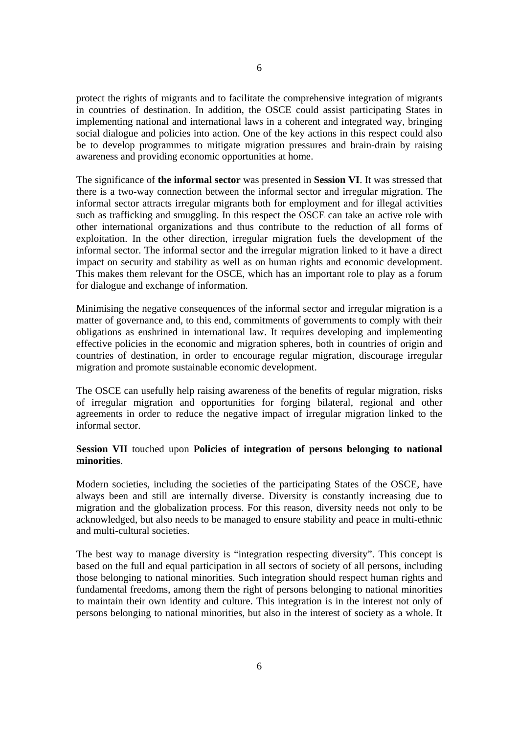protect the rights of migrants and to facilitate the comprehensive integration of migrants in countries of destination. In addition, the OSCE could assist participating States in implementing national and international laws in a coherent and integrated way, bringing social dialogue and policies into action. One of the key actions in this respect could also be to develop programmes to mitigate migration pressures and brain-drain by raising awareness and providing economic opportunities at home.

The significance of **the informal sector** was presented in **Session VI**. It was stressed that there is a two-way connection between the informal sector and irregular migration. The informal sector attracts irregular migrants both for employment and for illegal activities such as trafficking and smuggling. In this respect the OSCE can take an active role with other international organizations and thus contribute to the reduction of all forms of exploitation. In the other direction, irregular migration fuels the development of the informal sector. The informal sector and the irregular migration linked to it have a direct impact on security and stability as well as on human rights and economic development. This makes them relevant for the OSCE, which has an important role to play as a forum for dialogue and exchange of information.

Minimising the negative consequences of the informal sector and irregular migration is a matter of governance and, to this end, commitments of governments to comply with their obligations as enshrined in international law. It requires developing and implementing effective policies in the economic and migration spheres, both in countries of origin and countries of destination, in order to encourage regular migration, discourage irregular migration and promote sustainable economic development.

The OSCE can usefully help raising awareness of the benefits of regular migration, risks of irregular migration and opportunities for forging bilateral, regional and other agreements in order to reduce the negative impact of irregular migration linked to the informal sector.

**Session VII** touched upon **Policies of integration of persons belonging to national minorities**.

Modern societies, including the societies of the participating States of the OSCE, have always been and still are internally diverse. Diversity is constantly increasing due to migration and the globalization process. For this reason, diversity needs not only to be acknowledged, but also needs to be managed to ensure stability and peace in multi-ethnic and multi-cultural societies.

The best way to manage diversity is “integration respecting diversity”. This concept is based on the full and equal participation in all sectors of society of all persons, including those belonging to national minorities. Such integration should respect human rights and fundamental freedoms, among them the right of persons belonging to national minorities to maintain their own identity and culture. This integration is in the interest not only of persons belonging to national minorities, but also in the interest of society as a whole. It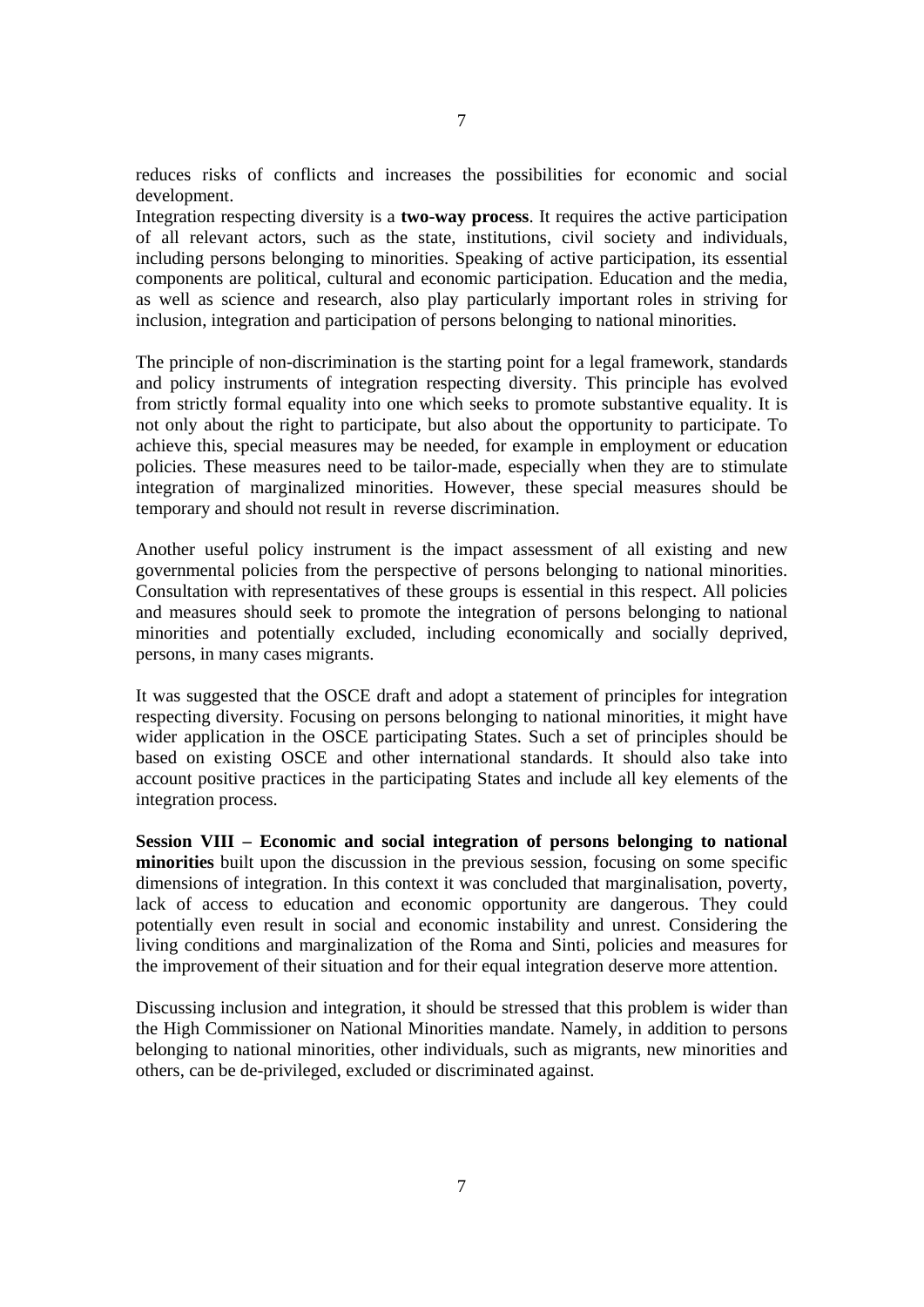reduces risks of conflicts and increases the possibilities for economic and social development.
Integration respecting diversity is a **two-way process**. It requires the active participation of all relevant actors, such as the state, institutions, civil society and individuals, including persons belonging to minorities. Speaking of active participation, its essential components are political, cultural and economic participation. Education and the media, as well as science and research, also play particularly important roles in striving for inclusion, integration and participation of persons belonging to national minorities.

The principle of non-discrimination is the starting point for a legal framework, standards and policy instruments of integration respecting diversity. This principle has evolved from strictly formal equality into one which seeks to promote substantive equality. It is not only about the right to participate, but also about the opportunity to participate. To achieve this, special measures may be needed, for example in employment or education policies. These measures need to be tailor-made, especially when they are to stimulate integration of marginalized minorities. However, these special measures should be temporary and should not result in reverse discrimination.

Another useful policy instrument is the impact assessment of all existing and new governmental policies from the perspective of persons belonging to national minorities. Consultation with representatives of these groups is essential in this respect. All policies and measures should seek to promote the integration of persons belonging to national minorities and potentially excluded, including economically and socially deprived, persons, in many cases migrants.

It was suggested that the OSCE draft and adopt a statement of principles for integration respecting diversity. Focusing on persons belonging to national minorities, it might have wider application in the OSCE participating States. Such a set of principles should be based on existing OSCE and other international standards. It should also take into account positive practices in the participating States and include all key elements of the integration process.

**Session VIII – Economic and social integration of persons belonging to national minorities** built upon the discussion in the previous session, focusing on some specific dimensions of integration. In this context it was concluded that marginalisation, poverty, lack of access to education and economic opportunity are dangerous. They could potentially even result in social and economic instability and unrest. Considering the living conditions and marginalization of the Roma and Sinti, policies and measures for the improvement of their situation and for their equal integration deserve more attention.

Discussing inclusion and integration, it should be stressed that this problem is wider than the High Commissioner on National Minorities mandate. Namely, in addition to persons belonging to national minorities, other individuals, such as migrants, new minorities and others, can be de-privileged, excluded or discriminated against.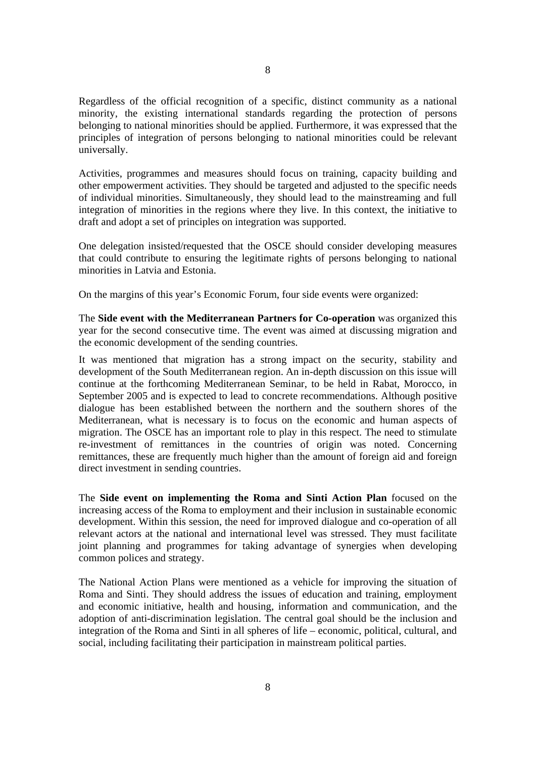Regardless of the official recognition of a specific, distinct community as a national minority, the existing international standards regarding the protection of persons belonging to national minorities should be applied. Furthermore, it was expressed that the principles of integration of persons belonging to national minorities could be relevant universally.

Activities, programmes and measures should focus on training, capacity building and other empowerment activities. They should be targeted and adjusted to the specific needs of individual minorities. Simultaneously, they should lead to the mainstreaming and full integration of minorities in the regions where they live. In this context, the initiative to draft and adopt a set of principles on integration was supported.

One delegation insisted/requested that the OSCE should consider developing measures that could contribute to ensuring the legitimate rights of persons belonging to national minorities in Latvia and Estonia.

On the margins of this year's Economic Forum, four side events were organized:

The **Side event with the Mediterranean Partners for Co-operation** was organized this year for the second consecutive time. The event was aimed at discussing migration and the economic development of the sending countries.

It was mentioned that migration has a strong impact on the security, stability and development of the South Mediterranean region. An in-depth discussion on this issue will continue at the forthcoming Mediterranean Seminar, to be held in Rabat, Morocco, in September 2005 and is expected to lead to concrete recommendations. Although positive dialogue has been established between the northern and the southern shores of the Mediterranean, what is necessary is to focus on the economic and human aspects of migration. The OSCE has an important role to play in this respect. The need to stimulate re-investment of remittances in the countries of origin was noted. Concerning remittances, these are frequently much higher than the amount of foreign aid and foreign direct investment in sending countries.

The **Side event on implementing the Roma and Sinti Action Plan** focused on the increasing access of the Roma to employment and their inclusion in sustainable economic development. Within this session, the need for improved dialogue and co-operation of all relevant actors at the national and international level was stressed. They must facilitate joint planning and programmes for taking advantage of synergies when developing common polices and strategy.

The National Action Plans were mentioned as a vehicle for improving the situation of Roma and Sinti. They should address the issues of education and training, employment and economic initiative, health and housing, information and communication, and the adoption of anti-discrimination legislation. The central goal should be the inclusion and integration of the Roma and Sinti in all spheres of life – economic, political, cultural, and social, including facilitating their participation in mainstream political parties.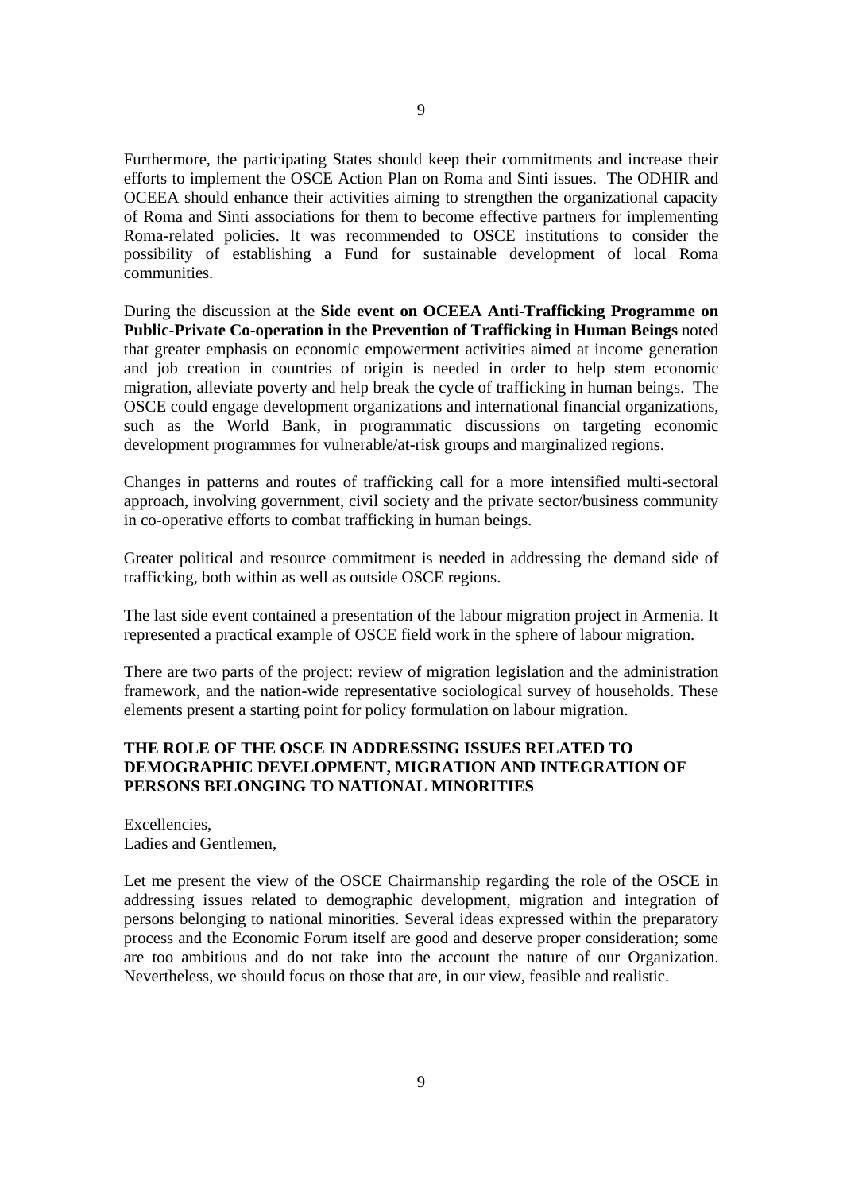Furthermore, the participating States should keep their commitments and increase their efforts to implement the OSCE Action Plan on Roma and Sinti issues. The ODHIR and OCEEA should enhance their activities aiming to strengthen the organizational capacity of Roma and Sinti associations for them to become effective partners for implementing Roma-related policies. It was recommended to OSCE institutions to consider the possibility of establishing a Fund for sustainable development of local Roma communities.

During the discussion at the **Side event on OCEEA Anti-Trafficking Programme on Public-Private Co-operation in the Prevention of Trafficking in Human Beings** noted that greater emphasis on economic empowerment activities aimed at income generation and job creation in countries of origin is needed in order to help stem economic migration, alleviate poverty and help break the cycle of trafficking in human beings. The OSCE could engage development organizations and international financial organizations, such as the World Bank, in programmatic discussions on targeting economic development programmes for vulnerable/at-risk groups and marginalized regions.

Changes in patterns and routes of trafficking call for a more intensified multi-sectoral approach, involving government, civil society and the private sector/business community in co-operative efforts to combat trafficking in human beings.

Greater political and resource commitment is needed in addressing the demand side of trafficking, both within as well as outside OSCE regions.

The last side event contained a presentation of the labour migration project in Armenia. It represented a practical example of OSCE field work in the sphere of labour migration.

There are two parts of the project: review of migration legislation and the administration framework, and the nation-wide representative sociological survey of households. These elements present a starting point for policy formulation on labour migration.

## THE ROLE OF THE OSCE IN ADDRESSING ISSUES RELATED TO DEMOGRAPHIC DEVELOPMENT, MIGRATION AND INTEGRATION OF PERSONS BELONGING TO NATIONAL MINORITIES

Excellencies,
Ladies and Gentlemen,

Let me present the view of the OSCE Chairmanship regarding the role of the OSCE in addressing issues related to demographic development, migration and integration of persons belonging to national minorities. Several ideas expressed within the preparatory process and the Economic Forum itself are good and deserve proper consideration; some are too ambitious and do not take into the account the nature of our Organization. Nevertheless, we should focus on those that are, in our view, feasible and realistic.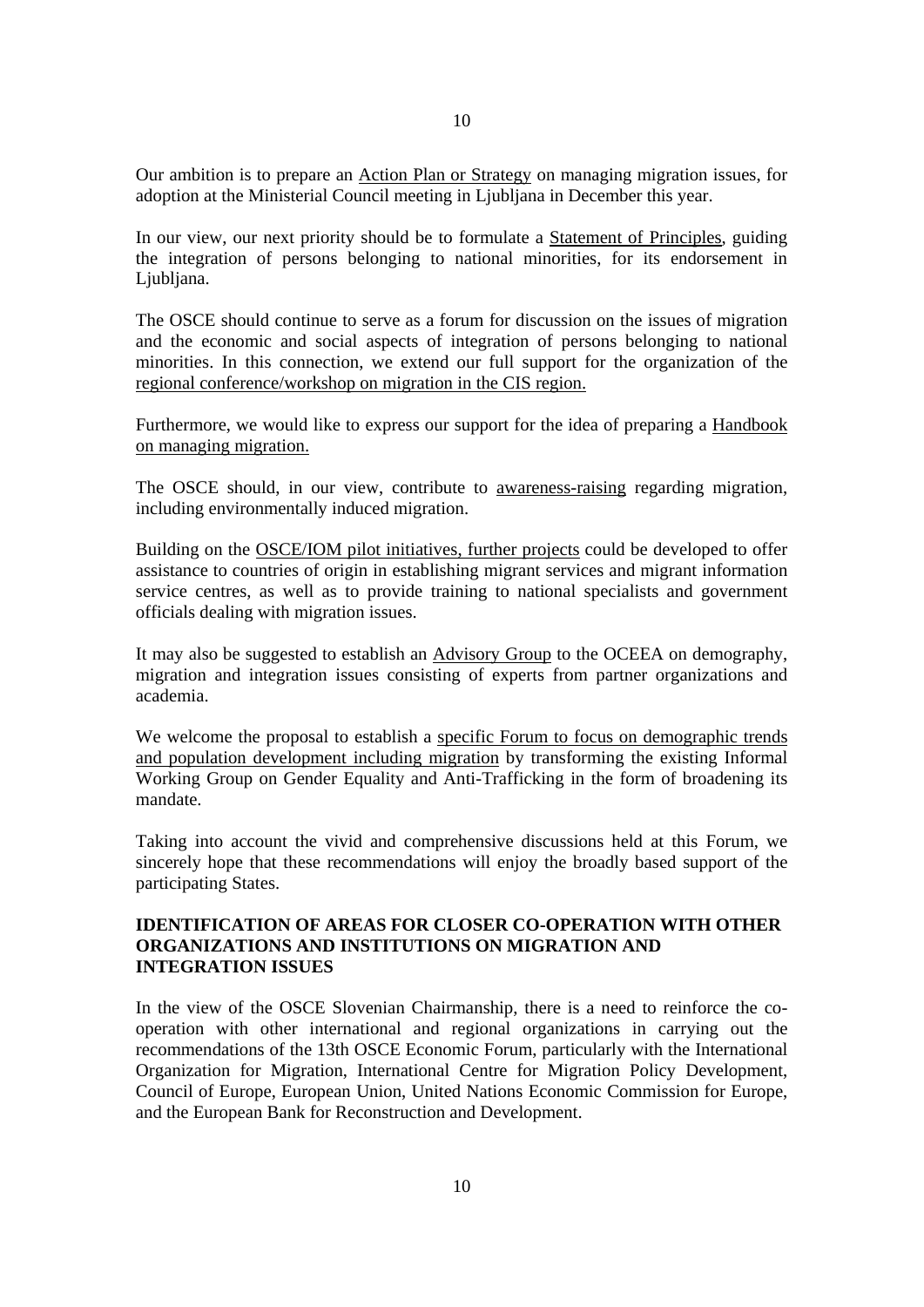Our ambition is to prepare an Action Plan or Strategy on managing migration issues, for adoption at the Ministerial Council meeting in Ljubljana in December this year.

In our view, our next priority should be to formulate a Statement of Principles, guiding the integration of persons belonging to national minorities, for its endorsement in Ljubljana.

The OSCE should continue to serve as a forum for discussion on the issues of migration and the economic and social aspects of integration of persons belonging to national minorities. In this connection, we extend our full support for the organization of the regional conference/workshop on migration in the CIS region.

Furthermore, we would like to express our support for the idea of preparing a Handbook on managing migration.

The OSCE should, in our view, contribute to awareness-raising regarding migration, including environmentally induced migration.

Building on the OSCE/IOM pilot initiatives, further projects could be developed to offer assistance to countries of origin in establishing migrant services and migrant information service centres, as well as to provide training to national specialists and government officials dealing with migration issues.

It may also be suggested to establish an Advisory Group to the OCEEA on demography, migration and integration issues consisting of experts from partner organizations and academia.

We welcome the proposal to establish a specific Forum to focus on demographic trends and population development including migration by transforming the existing Informal Working Group on Gender Equality and Anti-Trafficking in the form of broadening its mandate.

Taking into account the vivid and comprehensive discussions held at this Forum, we sincerely hope that these recommendations will enjoy the broadly based support of the participating States.

## IDENTIFICATION OF AREAS FOR CLOSER CO-OPERATION WITH OTHER ORGANIZATIONS AND INSTITUTIONS ON MIGRATION AND INTEGRATION ISSUES

In the view of the OSCE Slovenian Chairmanship, there is a need to reinforce the co-operation with other international and regional organizations in carrying out the recommendations of the 13th OSCE Economic Forum, particularly with the International Organization for Migration, International Centre for Migration Policy Development, Council of Europe, European Union, United Nations Economic Commission for Europe, and the European Bank for Reconstruction and Development.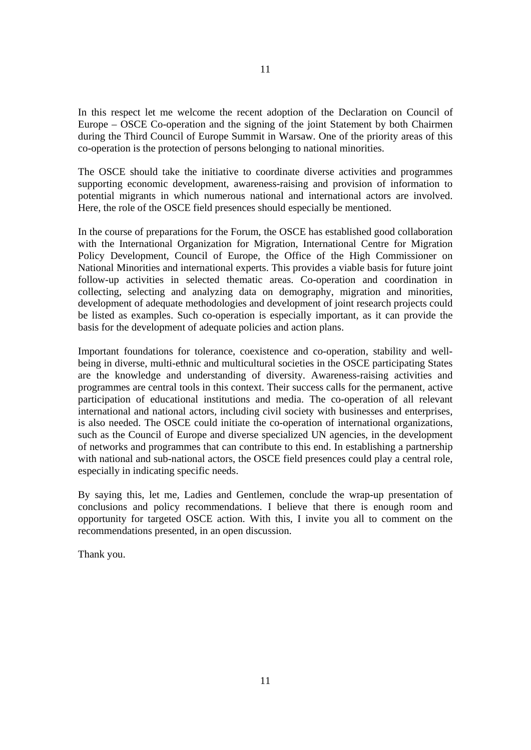In this respect let me welcome the recent adoption of the Declaration on Council of Europe – OSCE Co-operation and the signing of the joint Statement by both Chairmen during the Third Council of Europe Summit in Warsaw. One of the priority areas of this co-operation is the protection of persons belonging to national minorities.

The OSCE should take the initiative to coordinate diverse activities and programmes supporting economic development, awareness-raising and provision of information to potential migrants in which numerous national and international actors are involved. Here, the role of the OSCE field presences should especially be mentioned.

In the course of preparations for the Forum, the OSCE has established good collaboration with the International Organization for Migration, International Centre for Migration Policy Development, Council of Europe, the Office of the High Commissioner on National Minorities and international experts. This provides a viable basis for future joint follow-up activities in selected thematic areas. Co-operation and coordination in collecting, selecting and analyzing data on demography, migration and minorities, development of adequate methodologies and development of joint research projects could be listed as examples. Such co-operation is especially important, as it can provide the basis for the development of adequate policies and action plans.

Important foundations for tolerance, coexistence and co-operation, stability and well-being in diverse, multi-ethnic and multicultural societies in the OSCE participating States are the knowledge and understanding of diversity. Awareness-raising activities and programmes are central tools in this context. Their success calls for the permanent, active participation of educational institutions and media. The co-operation of all relevant international and national actors, including civil society with businesses and enterprises, is also needed. The OSCE could initiate the co-operation of international organizations, such as the Council of Europe and diverse specialized UN agencies, in the development of networks and programmes that can contribute to this end. In establishing a partnership with national and sub-national actors, the OSCE field presences could play a central role, especially in indicating specific needs.

By saying this, let me, Ladies and Gentlemen, conclude the wrap-up presentation of conclusions and policy recommendations. I believe that there is enough room and opportunity for targeted OSCE action. With this, I invite you all to comment on the recommendations presented, in an open discussion.

Thank you.